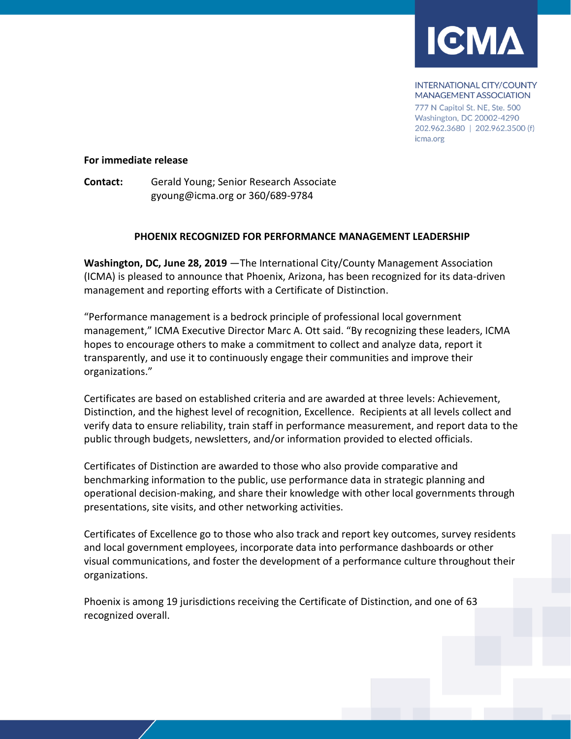ICMA

INTERNATIONAL CITY/COUNTY MANAGEMENT ASSOCIATION
777 N Capitol St. NE, Ste. 500
Washington, DC 20002-4290
202.962.3680 | 202.962.3500 (f)
icma.org

**For immediate release**

**Contact:** Gerald Young; Senior Research Associate
gyoung@icma.org or 360/689-9784

# PHOENIX RECOGNIZED FOR PERFORMANCE MANAGEMENT LEADERSHIP

**Washington, DC, June 28, 2019** —The International City/County Management Association (ICMA) is pleased to announce that Phoenix, Arizona, has been recognized for its data-driven management and reporting efforts with a Certificate of Distinction.

"Performance management is a bedrock principle of professional local government management," ICMA Executive Director Marc A. Ott said. "By recognizing these leaders, ICMA hopes to encourage others to make a commitment to collect and analyze data, report it transparently, and use it to continuously engage their communities and improve their organizations."

Certificates are based on established criteria and are awarded at three levels: Achievement, Distinction, and the highest level of recognition, Excellence. Recipients at all levels collect and verify data to ensure reliability, train staff in performance measurement, and report data to the public through budgets, newsletters, and/or information provided to elected officials.

Certificates of Distinction are awarded to those who also provide comparative and benchmarking information to the public, use performance data in strategic planning and operational decision-making, and share their knowledge with other local governments through presentations, site visits, and other networking activities.

Certificates of Excellence go to those who also track and report key outcomes, survey residents and local government employees, incorporate data into performance dashboards or other visual communications, and foster the development of a performance culture throughout their organizations.

Phoenix is among 19 jurisdictions receiving the Certificate of Distinction, and one of 63 recognized overall.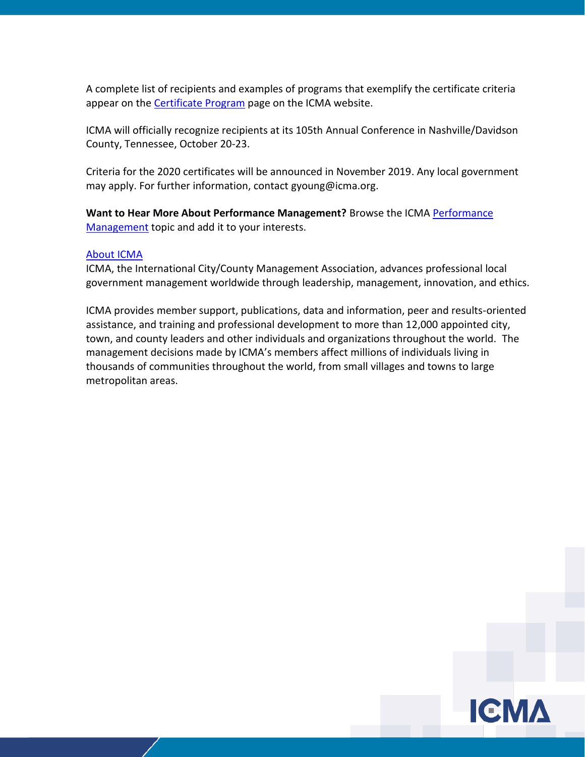A complete list of recipients and examples of programs that exemplify the certificate criteria appear on the Certificate Program page on the ICMA website.

ICMA will officially recognize recipients at its 105th Annual Conference in Nashville/Davidson County, Tennessee, October 20-23.

Criteria for the 2020 certificates will be announced in November 2019. Any local government may apply. For further information, contact gyoung@icma.org.

**Want to Hear More About Performance Management?** Browse the ICMA Performance Management topic and add it to your interests.

About ICMA

ICMA, the International City/County Management Association, advances professional local government management worldwide through leadership, management, innovation, and ethics.

ICMA provides member support, publications, data and information, peer and results-oriented assistance, and training and professional development to more than 12,000 appointed city, town, and county leaders and other individuals and organizations throughout the world. The management decisions made by ICMA's members affect millions of individuals living in thousands of communities throughout the world, from small villages and towns to large metropolitan areas.